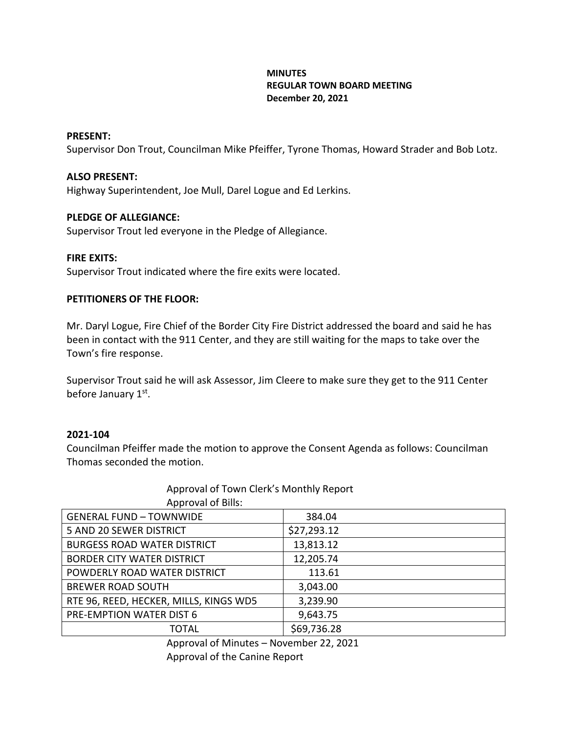**MINUTES**
**REGULAR TOWN BOARD MEETING**
**December 20, 2021**

**PRESENT:**
Supervisor Don Trout, Councilman Mike Pfeiffer, Tyrone Thomas, Howard Strader and Bob Lotz.

**ALSO PRESENT:**
Highway Superintendent, Joe Mull, Darel Logue and Ed Lerkins.

**PLEDGE OF ALLEGIANCE:**
Supervisor Trout led everyone in the Pledge of Allegiance.

**FIRE EXITS:**
Supervisor Trout indicated where the fire exits were located.

**PETITIONERS OF THE FLOOR:**

Mr. Daryl Logue, Fire Chief of the Border City Fire District addressed the board and said he has been in contact with the 911 Center, and they are still waiting for the maps to take over the Town's fire response.

Supervisor Trout said he will ask Assessor, Jim Cleere to make sure they get to the 911 Center before January 1st.

**2021-104**
Councilman Pfeiffer made the motion to approve the Consent Agenda as follows: Councilman Thomas seconded the motion.

Approval of Town Clerk's Monthly Report
Approval of Bills:

| | |
|---|---|
| GENERAL FUND – TOWNWIDE | 384.04 |
| 5 AND 20 SEWER DISTRICT | $27,293.12 |
| BURGESS ROAD WATER DISTRICT | 13,813.12 |
| BORDER CITY WATER DISTRICT | 12,205.74 |
| POWDERLY ROAD WATER DISTRICT | 113.61 |
| BREWER ROAD SOUTH | 3,043.00 |
| RTE 96, REED, HECKER, MILLS, KINGS WD5 | 3,239.90 |
| PRE-EMPTION WATER DIST 6 | 9,643.75 |
| TOTAL | $69,736.28 |

Approval of Minutes – November 22, 2021
Approval of the Canine Report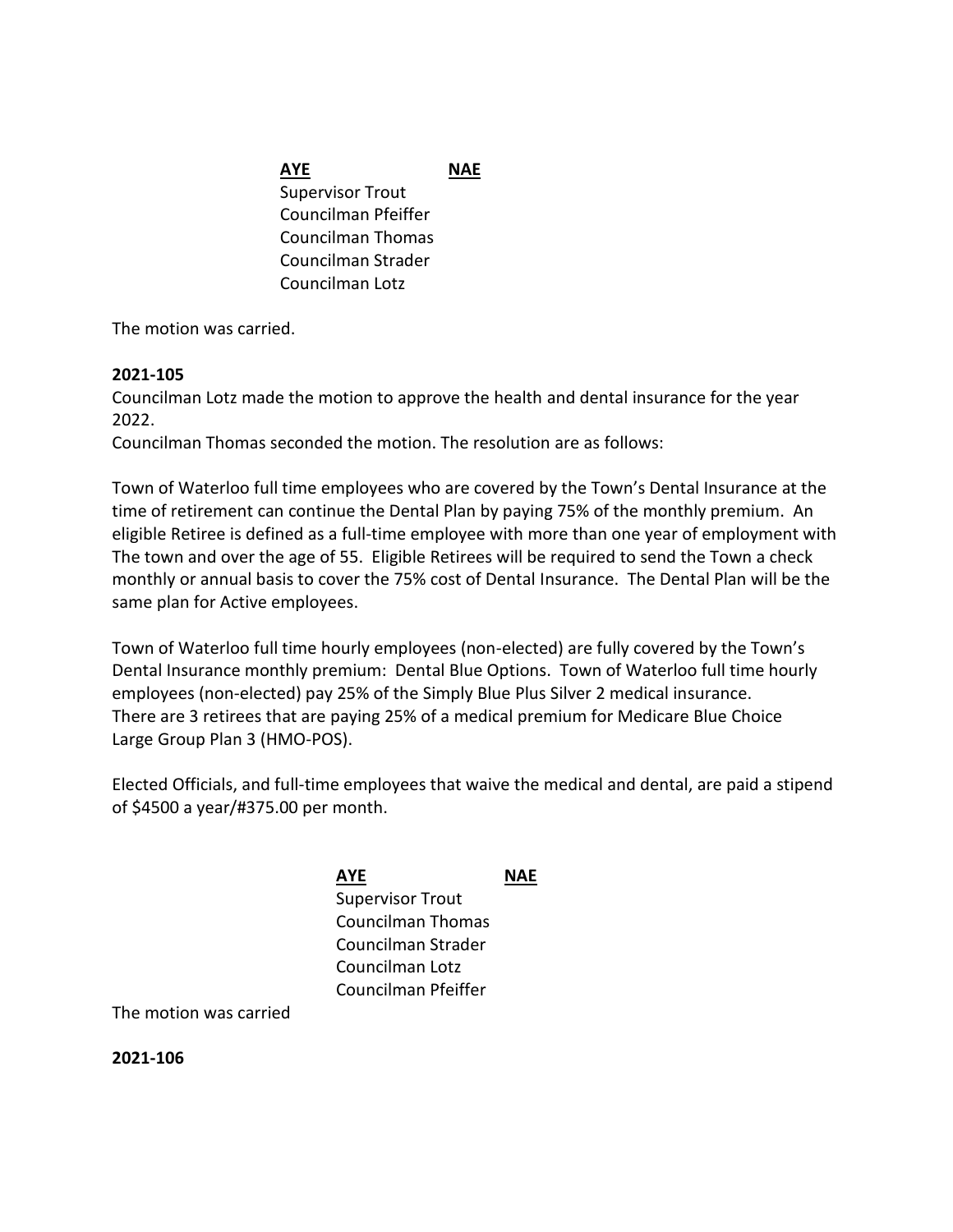| **AYE** | **NAE** |
| --- | --- |
| Supervisor Trout | |
| Councilman Pfeiffer | |
| Councilman Thomas | |
| Councilman Strader | |
| Councilman Lotz | |

The motion was carried.

**2021-105**

Councilman Lotz made the motion to approve the health and dental insurance for the year 2022.

Councilman Thomas seconded the motion. The resolution are as follows:

Town of Waterloo full time employees who are covered by the Town's Dental Insurance at the time of retirement can continue the Dental Plan by paying 75% of the monthly premium. An eligible Retiree is defined as a full-time employee with more than one year of employment with The town and over the age of 55. Eligible Retirees will be required to send the Town a check monthly or annual basis to cover the 75% cost of Dental Insurance. The Dental Plan will be the same plan for Active employees.

Town of Waterloo full time hourly employees (non-elected) are fully covered by the Town's Dental Insurance monthly premium: Dental Blue Options. Town of Waterloo full time hourly employees (non-elected) pay 25% of the Simply Blue Plus Silver 2 medical insurance. There are 3 retirees that are paying 25% of a medical premium for Medicare Blue Choice Large Group Plan 3 (HMO-POS).

Elected Officials, and full-time employees that waive the medical and dental, are paid a stipend of $4500 a year/#375.00 per month.

| **AYE** | **NAE** |
| --- | --- |
| Supervisor Trout | |
| Councilman Thomas | |
| Councilman Strader | |
| Councilman Lotz | |
| Councilman Pfeiffer | |

The motion was carried

**2021-106**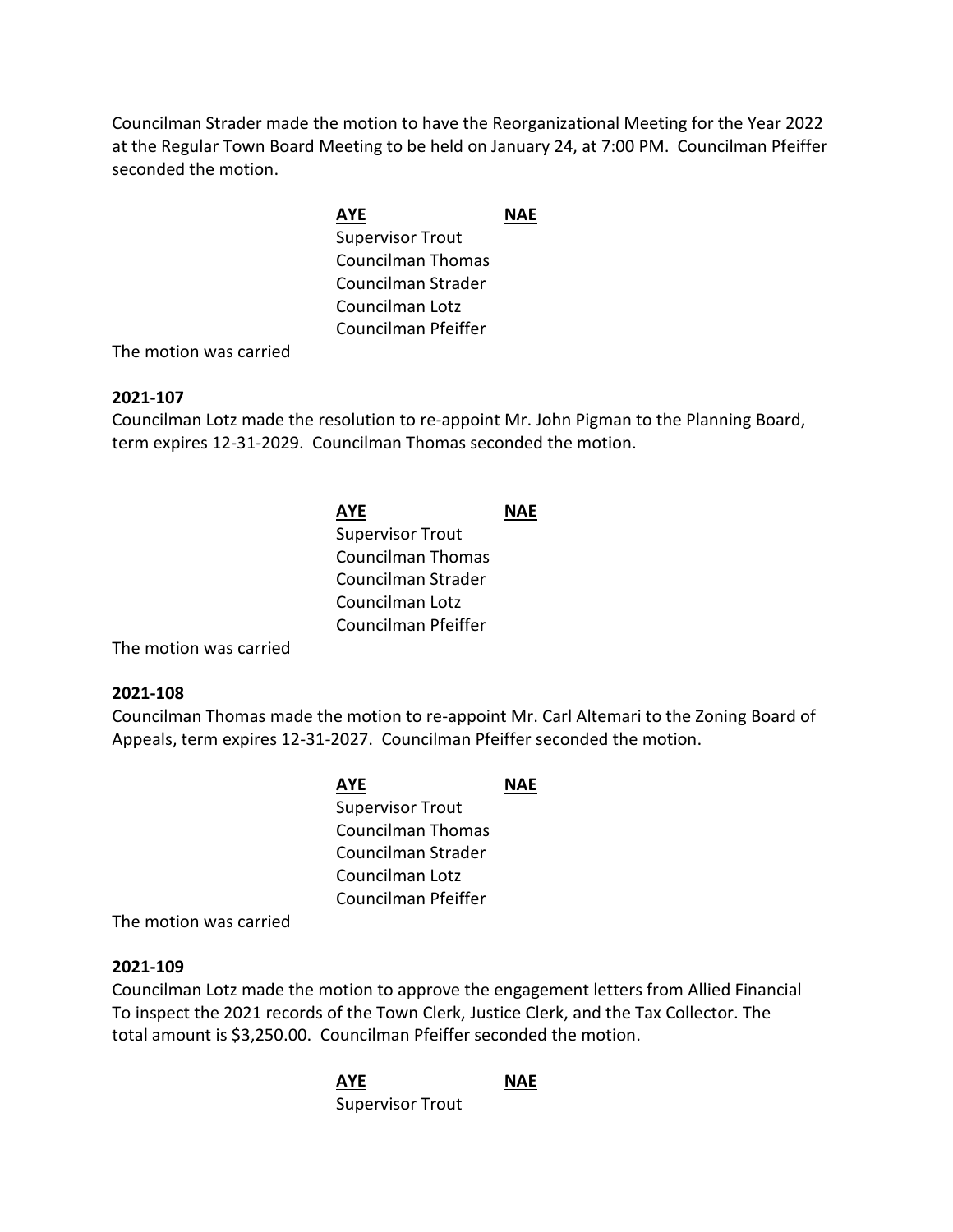Councilman Strader made the motion to have the Reorganizational Meeting for the Year 2022 at the Regular Town Board Meeting to be held on January 24, at 7:00 PM. Councilman Pfeiffer seconded the motion.

| **AYE** | **NAE** |
|---|---|
| Supervisor Trout | |
| Councilman Thomas | |
| Councilman Strader | |
| Councilman Lotz | |
| Councilman Pfeiffer | |

The motion was carried

**2021-107**

Councilman Lotz made the resolution to re-appoint Mr. John Pigman to the Planning Board, term expires 12-31-2029. Councilman Thomas seconded the motion.

| **AYE** | **NAE** |
|---|---|
| Supervisor Trout | |
| Councilman Thomas | |
| Councilman Strader | |
| Councilman Lotz | |
| Councilman Pfeiffer | |

The motion was carried

**2021-108**

Councilman Thomas made the motion to re-appoint Mr. Carl Altemari to the Zoning Board of Appeals, term expires 12-31-2027. Councilman Pfeiffer seconded the motion.

| **AYE** | **NAE** |
|---|---|
| Supervisor Trout | |
| Councilman Thomas | |
| Councilman Strader | |
| Councilman Lotz | |
| Councilman Pfeiffer | |

The motion was carried

**2021-109**

Councilman Lotz made the motion to approve the engagement letters from Allied Financial To inspect the 2021 records of the Town Clerk, Justice Clerk, and the Tax Collector. The total amount is $3,250.00. Councilman Pfeiffer seconded the motion.

| **AYE** | **NAE** |
|---|---|
| Supervisor Trout | |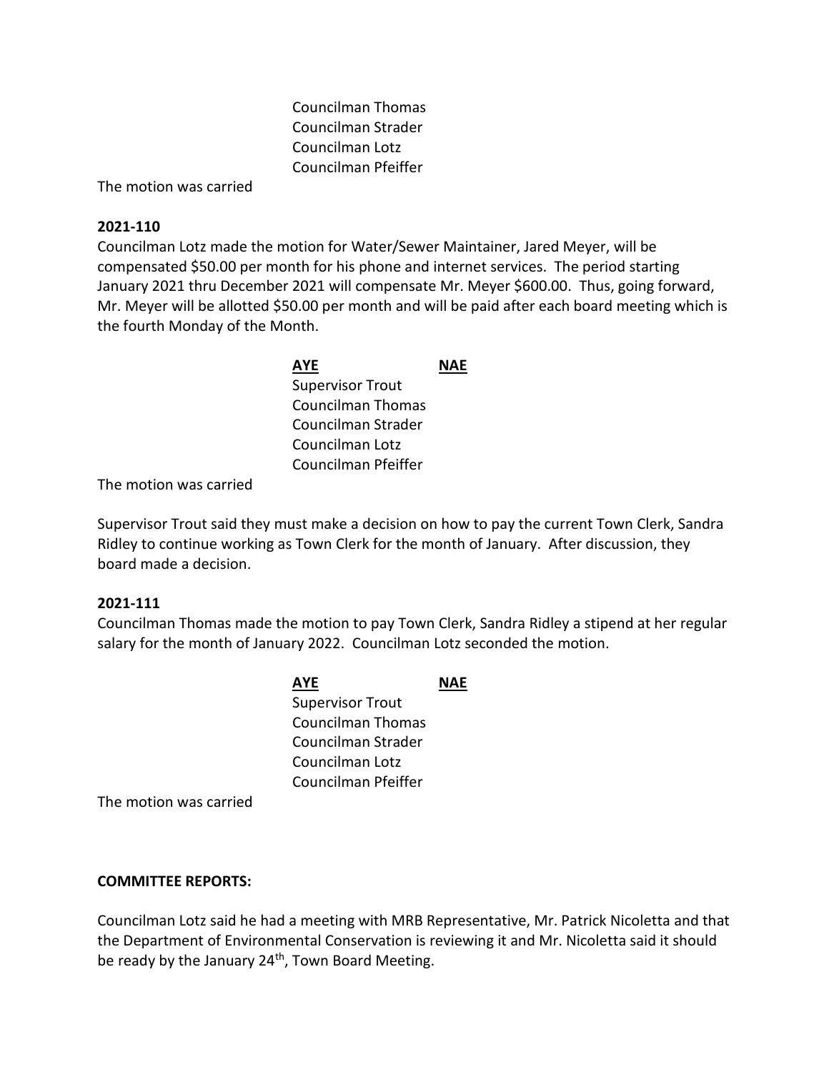Councilman Thomas
Councilman Strader
Councilman Lotz
Councilman Pfeiffer

The motion was carried

**2021-110**

Councilman Lotz made the motion for Water/Sewer Maintainer, Jared Meyer, will be compensated $50.00 per month for his phone and internet services. The period starting January 2021 thru December 2021 will compensate Mr. Meyer $600.00. Thus, going forward, Mr. Meyer will be allotted $50.00 per month and will be paid after each board meeting which is the fourth Monday of the Month.

| **AYE** | **NAE** |
|---|---|
| Supervisor Trout | |
| Councilman Thomas | |
| Councilman Strader | |
| Councilman Lotz | |
| Councilman Pfeiffer | |

The motion was carried

Supervisor Trout said they must make a decision on how to pay the current Town Clerk, Sandra Ridley to continue working as Town Clerk for the month of January. After discussion, they board made a decision.

**2021-111**

Councilman Thomas made the motion to pay Town Clerk, Sandra Ridley a stipend at her regular salary for the month of January 2022. Councilman Lotz seconded the motion.

| **AYE** | **NAE** |
|---|---|
| Supervisor Trout | |
| Councilman Thomas | |
| Councilman Strader | |
| Councilman Lotz | |
| Councilman Pfeiffer | |

The motion was carried

**COMMITTEE REPORTS:**

Councilman Lotz said he had a meeting with MRB Representative, Mr. Patrick Nicoletta and that the Department of Environmental Conservation is reviewing it and Mr. Nicoletta said it should be ready by the January 24th, Town Board Meeting.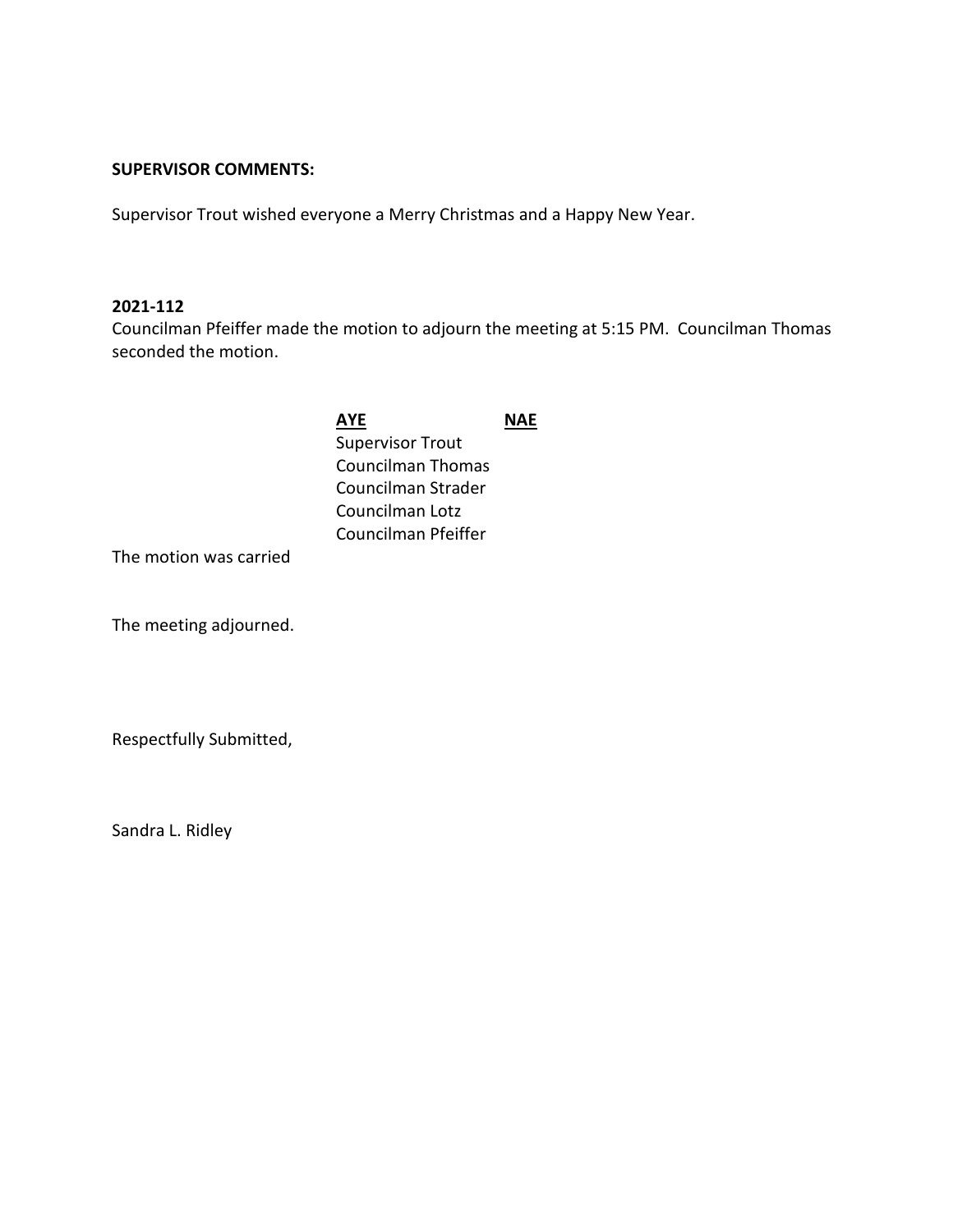**SUPERVISOR COMMENTS:**

Supervisor Trout wished everyone a Merry Christmas and a Happy New Year.

**2021-112**

Councilman Pfeiffer made the motion to adjourn the meeting at 5:15 PM. Councilman Thomas seconded the motion.

| **AYE** | **NAE** |
|---|---|
| Supervisor Trout | |
| Councilman Thomas | |
| Councilman Strader | |
| Councilman Lotz | |
| Councilman Pfeiffer | |

The motion was carried

The meeting adjourned.

Respectfully Submitted,

Sandra L. Ridley